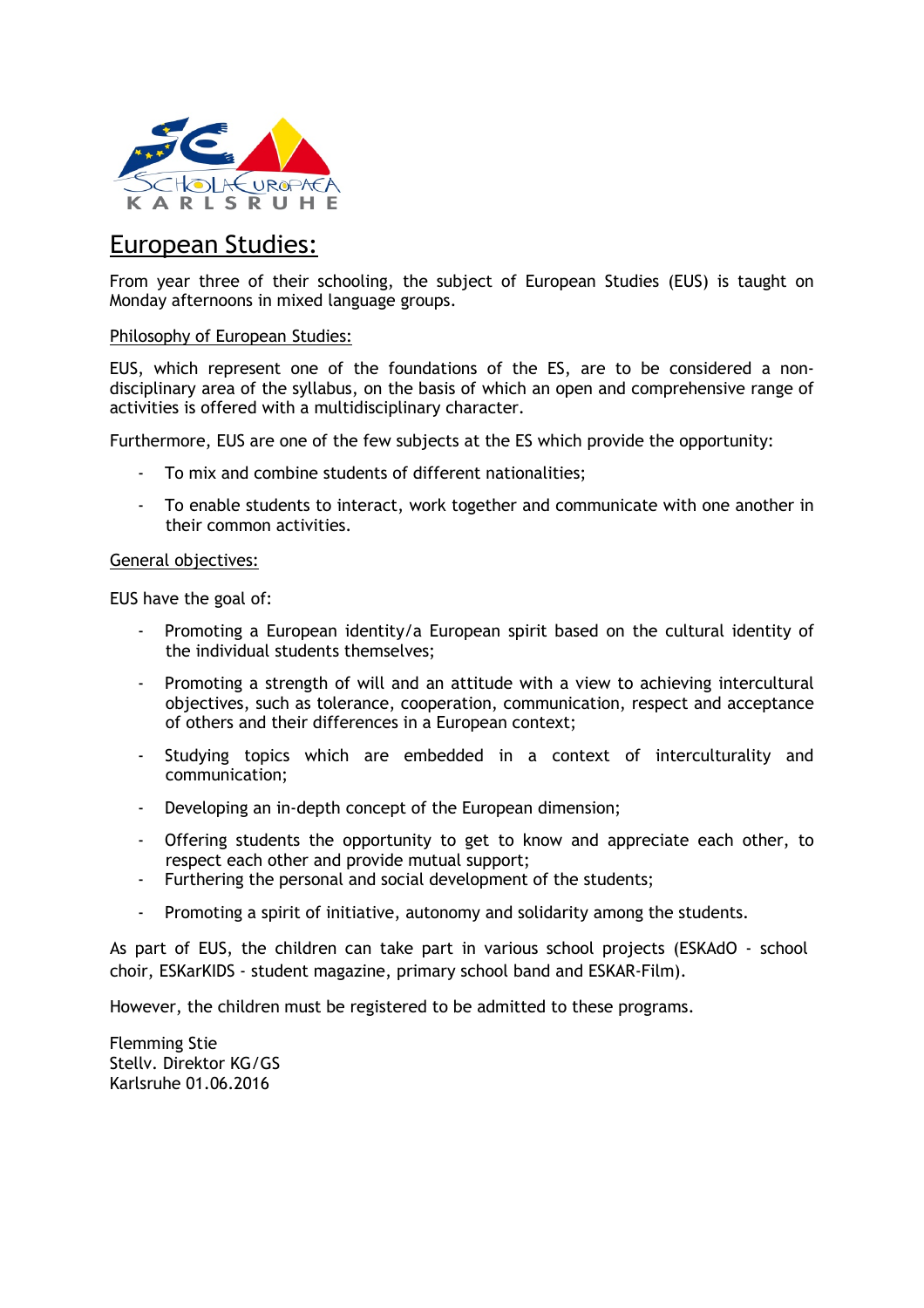# European Studies:

From year three of their schooling, the subject of European Studies (EUS) is taught on Monday afternoons in mixed language groups.

## Philosophy of European Studies:

EUS, which represent one of the foundations of the ES, are to be considered a non-disciplinary area of the syllabus, on the basis of which an open and comprehensive range of activities is offered with a multidisciplinary character.

Furthermore, EUS are one of the few subjects at the ES which provide the opportunity:

- To mix and combine students of different nationalities;
- To enable students to interact, work together and communicate with one another in their common activities.

## General objectives:

EUS have the goal of:

- Promoting a European identity/a European spirit based on the cultural identity of the individual students themselves;
- Promoting a strength of will and an attitude with a view to achieving intercultural objectives, such as tolerance, cooperation, communication, respect and acceptance of others and their differences in a European context;
- Studying topics which are embedded in a context of interculturality and communication;
- Developing an in-depth concept of the European dimension;
- Offering students the opportunity to get to know and appreciate each other, to respect each other and provide mutual support;
- Furthering the personal and social development of the students;
- Promoting a spirit of initiative, autonomy and solidarity among the students.

As part of EUS, the children can take part in various school projects (ESKAdO - school choir, ESKarKIDS - student magazine, primary school band and ESKAR-Film).

However, the children must be registered to be admitted to these programs.

Flemming Stie
Stellv. Direktor KG/GS
Karlsruhe 01.06.2016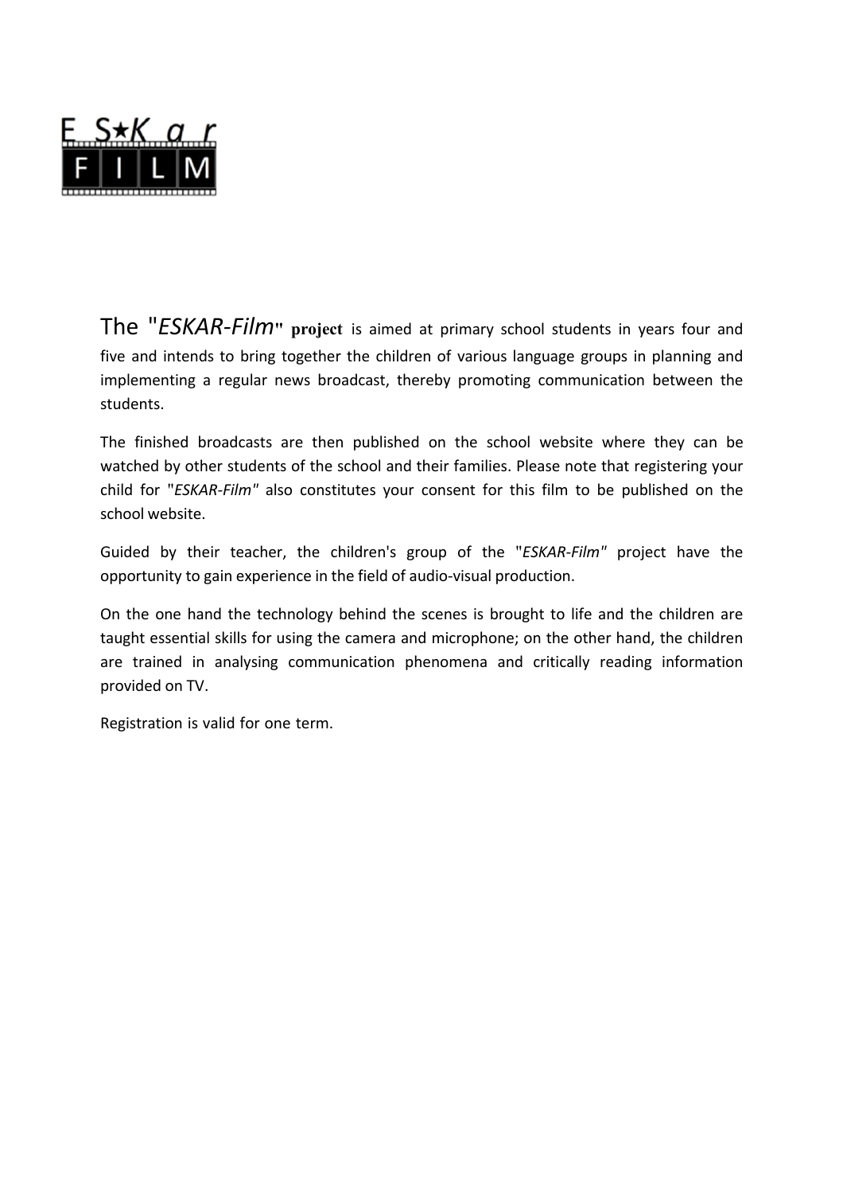E S★K a r FILM

The "*ESKAR-Film*" **project** is aimed at primary school students in years four and five and intends to bring together the children of various language groups in planning and implementing a regular news broadcast, thereby promoting communication between the students.

The finished broadcasts are then published on the school website where they can be watched by other students of the school and their families. Please note that registering your child for "*ESKAR-Film*" also constitutes your consent for this film to be published on the school website.

Guided by their teacher, the children's group of the "*ESKAR-Film*" project have the opportunity to gain experience in the field of audio-visual production.

On the one hand the technology behind the scenes is brought to life and the children are taught essential skills for using the camera and microphone; on the other hand, the children are trained in analysing communication phenomena and critically reading information provided on TV.

Registration is valid for one term.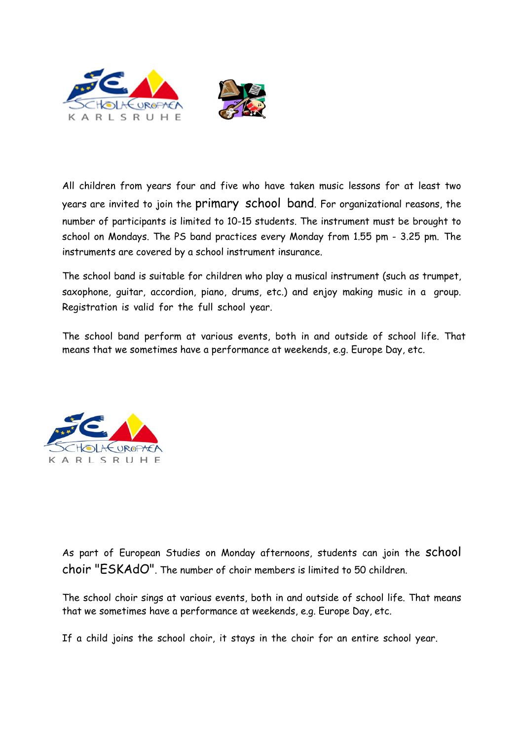All children from years four and five who have taken music lessons for at least two years are invited to join the **primary school band**. For organizational reasons, the number of participants is limited to 10-15 students. The instrument must be brought to school on Mondays. The PS band practices every Monday from 1.55 pm - 3.25 pm. The instruments are covered by a school instrument insurance.

The school band is suitable for children who play a musical instrument (such as trumpet, saxophone, guitar, accordion, piano, drums, etc.) and enjoy making music in a group. Registration is valid for the full school year.

The school band perform at various events, both in and outside of school life. That means that we sometimes have a performance at weekends, e.g. Europe Day, etc.

As part of European Studies on Monday afternoons, students can join the **school choir "ESKAdO"**. The number of choir members is limited to 50 children.

The school choir sings at various events, both in and outside of school life. That means that we sometimes have a performance at weekends, e.g. Europe Day, etc.

If a child joins the school choir, it stays in the choir for an entire school year.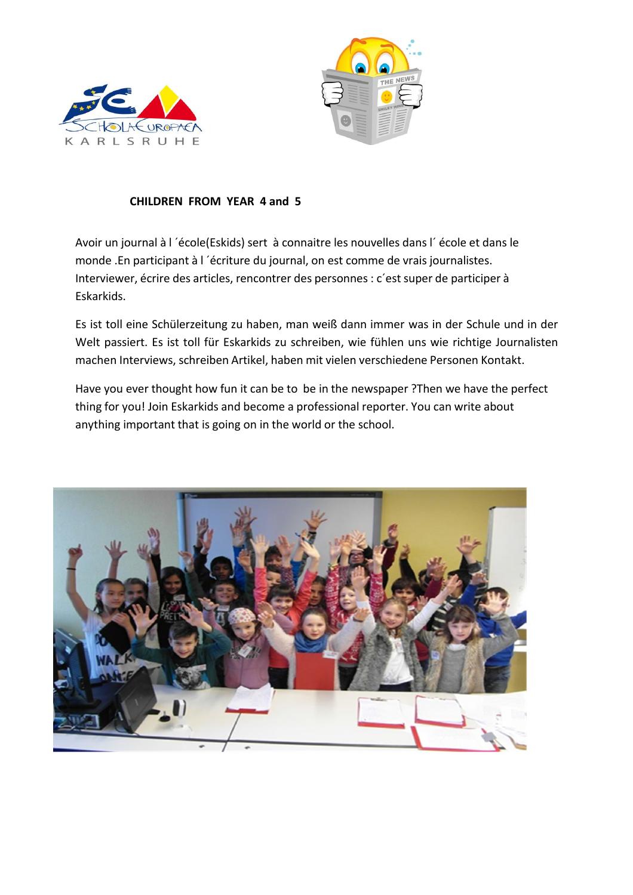**CHILDREN FROM YEAR 4 and 5**

Avoir un journal à l ´école(Eskids) sert à connaitre les nouvelles dans l´ école et dans le monde .En participant à l ´écriture du journal, on est comme de vrais journalistes. Interviewer, écrire des articles, rencontrer des personnes : c´est super de participer à Eskarkids.

Es ist toll eine Schülerzeitung zu haben, man weiß dann immer was in der Schule und in der Welt passiert. Es ist toll für Eskarkids zu schreiben, wie fühlen uns wie richtige Journalisten machen Interviews, schreiben Artikel, haben mit vielen verschiedene Personen Kontakt.

Have you ever thought how fun it can be to be in the newspaper ?Then we have the perfect thing for you! Join Eskarkids and become a professional reporter. You can write about anything important that is going on in the world or the school.